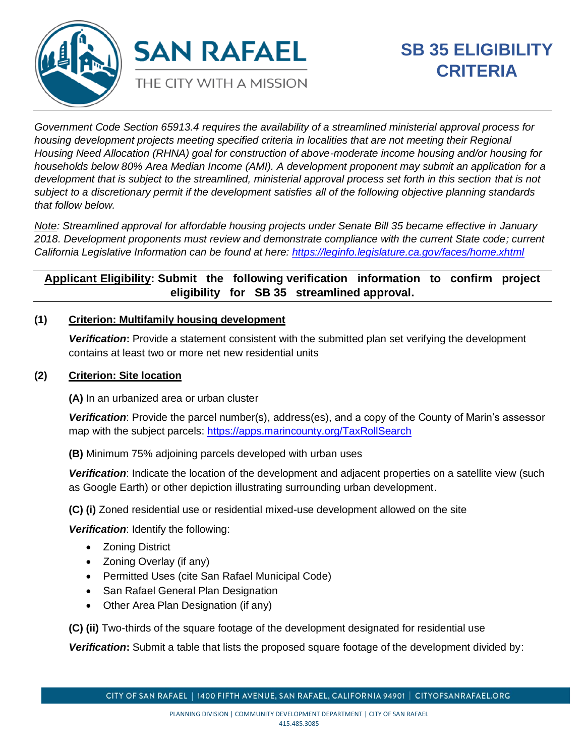SAN RAFAEL

THE CITY WITH A MISSION

# SB 35 ELIGIBILITY CRITERIA

*Government Code Section 65913.4 requires the availability of a streamlined ministerial approval process for housing development projects meeting specified criteria in localities that are not meeting their Regional Housing Need Allocation (RHNA) goal for construction of above-moderate income housing and/or housing for households below 80% Area Median Income (AMI). A development proponent may submit an application for a development that is subject to the streamlined, ministerial approval process set forth in this section that is not subject to a discretionary permit if the development satisfies all of the following objective planning standards that follow below.*

*Note: Streamlined approval for affordable housing projects under Senate Bill 35 became effective in January 2018. Development proponents must review and demonstrate compliance with the current State code; current California Legislative Information can be found at here: [https://leginfo.legislature.ca.gov/faces/home.xhtml](https://leginfo.legislature.ca.gov/faces/home.xhtml)*

## Applicant Eligibility: Submit the following verification information to confirm project eligibility for SB 35 streamlined approval.

**(1) Criterion: Multifamily housing development**

***Verification*:** Provide a statement consistent with the submitted plan set verifying the development contains at least two or more net new residential units

**(2) Criterion: Site location**

**(A)** In an urbanized area or urban cluster

***Verification***: Provide the parcel number(s), address(es), and a copy of the County of Marin's assessor map with the subject parcels: [https://apps.marincounty.org/TaxRollSearch](https://apps.marincounty.org/TaxRollSearch)

**(B)** Minimum 75% adjoining parcels developed with urban uses

***Verification***: Indicate the location of the development and adjacent properties on a satellite view (such as Google Earth) or other depiction illustrating surrounding urban development.

**(C) (i)** Zoned residential use or residential mixed-use development allowed on the site

***Verification***: Identify the following:

- Zoning District
- Zoning Overlay (if any)
- Permitted Uses (cite San Rafael Municipal Code)
- San Rafael General Plan Designation
- Other Area Plan Designation (if any)

**(C) (ii)** Two-thirds of the square footage of the development designated for residential use

***Verification*:** Submit a table that lists the proposed square footage of the development divided by: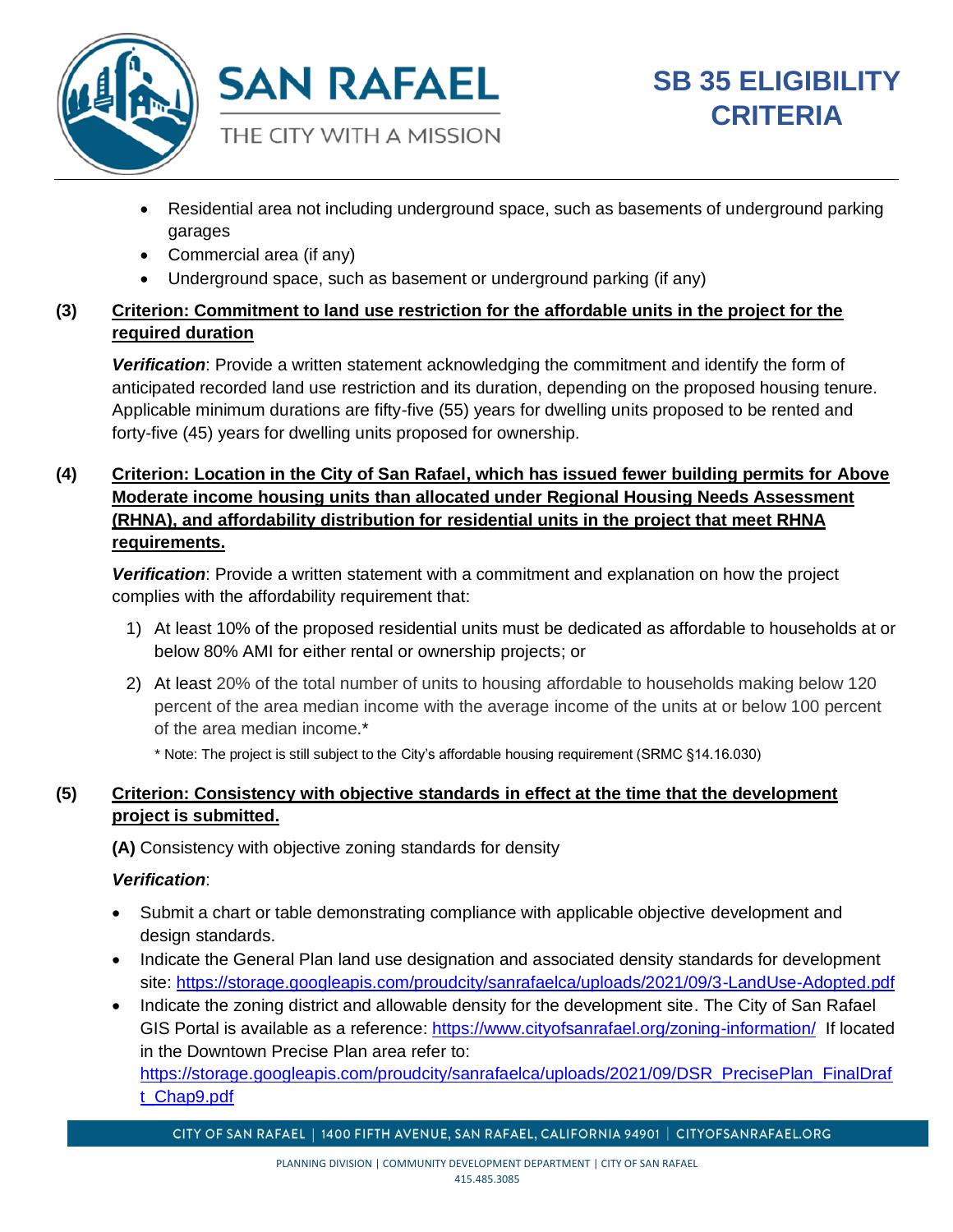- Residential area not including underground space, such as basements of underground parking garages
- Commercial area (if any)
- Underground space, such as basement or underground parking (if any)

**(3) Criterion: Commitment to land use restriction for the affordable units in the project for the required duration**

***Verification***: Provide a written statement acknowledging the commitment and identify the form of anticipated recorded land use restriction and its duration, depending on the proposed housing tenure. Applicable minimum durations are fifty-five (55) years for dwelling units proposed to be rented and forty-five (45) years for dwelling units proposed for ownership.

**(4) Criterion: Location in the City of San Rafael, which has issued fewer building permits for Above Moderate income housing units than allocated under Regional Housing Needs Assessment (RHNA), and affordability distribution for residential units in the project that meet RHNA requirements.**

***Verification***: Provide a written statement with a commitment and explanation on how the project complies with the affordability requirement that:

1) At least 10% of the proposed residential units must be dedicated as affordable to households at or below 80% AMI for either rental or ownership projects; or

2) At least 20% of the total number of units to housing affordable to households making below 120 percent of the area median income with the average income of the units at or below 100 percent of the area median income.*

   * Note: The project is still subject to the City's affordable housing requirement (SRMC §14.16.030)

**(5) Criterion: Consistency with objective standards in effect at the time that the development project is submitted.**

**(A)** Consistency with objective zoning standards for density

***Verification***:

- Submit a chart or table demonstrating compliance with applicable objective development and design standards.
- Indicate the General Plan land use designation and associated density standards for development site: https://storage.googleapis.com/proudcity/sanrafaelca/uploads/2021/09/3-LandUse-Adopted.pdf
- Indicate the zoning district and allowable density for the development site. The City of San Rafael GIS Portal is available as a reference: https://www.cityofsanrafael.org/zoning-information/ If located in the Downtown Precise Plan area refer to: https://storage.googleapis.com/proudcity/sanrafaelca/uploads/2021/09/DSR_PrecisePlan_FinalDraft_Chap9.pdf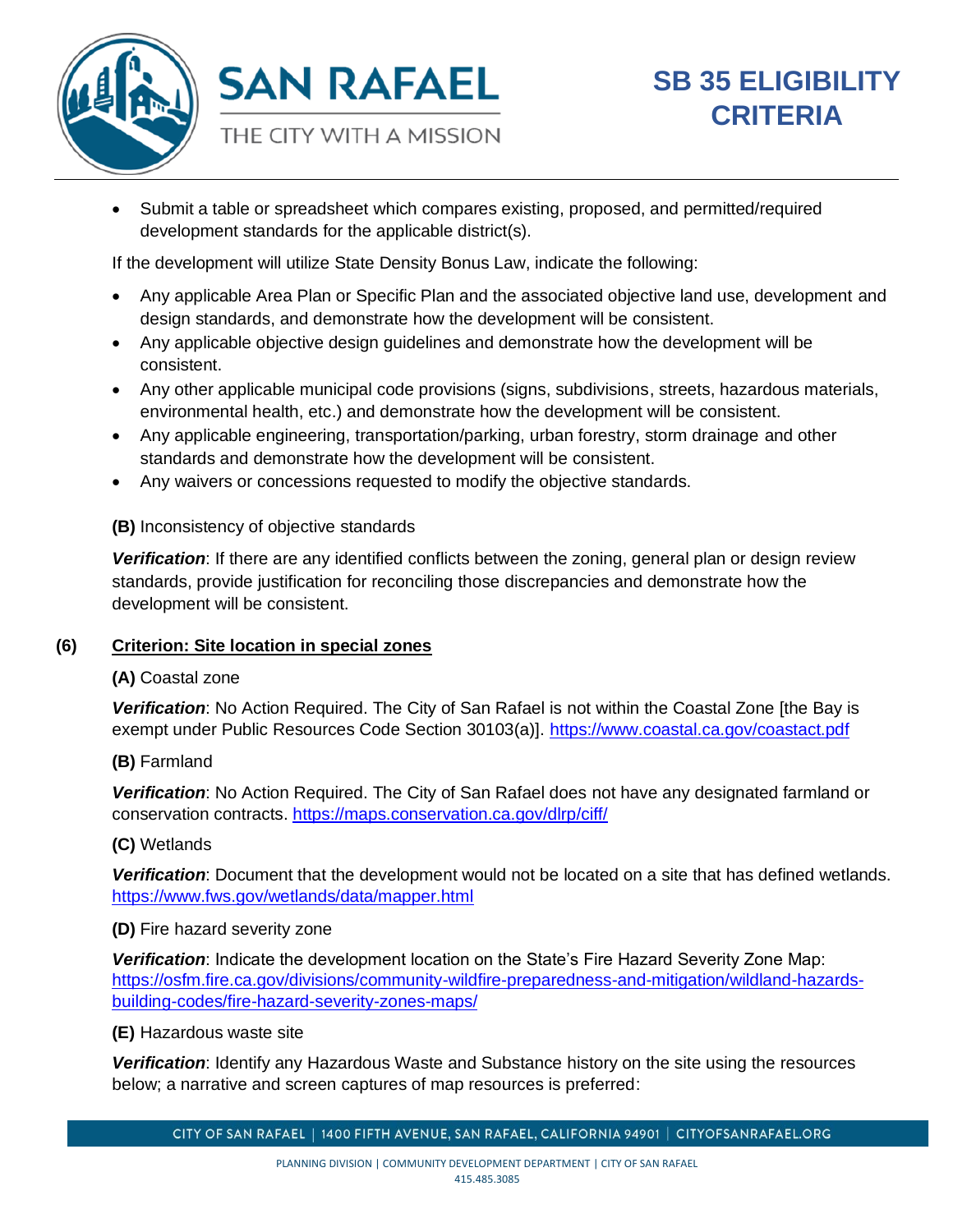- Submit a table or spreadsheet which compares existing, proposed, and permitted/required development standards for the applicable district(s).

If the development will utilize State Density Bonus Law, indicate the following:

- Any applicable Area Plan or Specific Plan and the associated objective land use, development and design standards, and demonstrate how the development will be consistent.
- Any applicable objective design guidelines and demonstrate how the development will be consistent.
- Any other applicable municipal code provisions (signs, subdivisions, streets, hazardous materials, environmental health, etc.) and demonstrate how the development will be consistent.
- Any applicable engineering, transportation/parking, urban forestry, storm drainage and other standards and demonstrate how the development will be consistent.
- Any waivers or concessions requested to modify the objective standards.

**(B)** Inconsistency of objective standards

***Verification***: If there are any identified conflicts between the zoning, general plan or design review standards, provide justification for reconciling those discrepancies and demonstrate how the development will be consistent.

## (6) Criterion: Site location in special zones

**(A)** Coastal zone

***Verification***: No Action Required. The City of San Rafael is not within the Coastal Zone [the Bay is exempt under Public Resources Code Section 30103(a)]. https://www.coastal.ca.gov/coastact.pdf

**(B)** Farmland

***Verification***: No Action Required. The City of San Rafael does not have any designated farmland or conservation contracts. https://maps.conservation.ca.gov/dlrp/ciff/

**(C)** Wetlands

***Verification***: Document that the development would not be located on a site that has defined wetlands. https://www.fws.gov/wetlands/data/mapper.html

**(D)** Fire hazard severity zone

***Verification***: Indicate the development location on the State's Fire Hazard Severity Zone Map: https://osfm.fire.ca.gov/divisions/community-wildfire-preparedness-and-mitigation/wildland-hazards-building-codes/fire-hazard-severity-zones-maps/

**(E)** Hazardous waste site

***Verification***: Identify any Hazardous Waste and Substance history on the site using the resources below; a narrative and screen captures of map resources is preferred: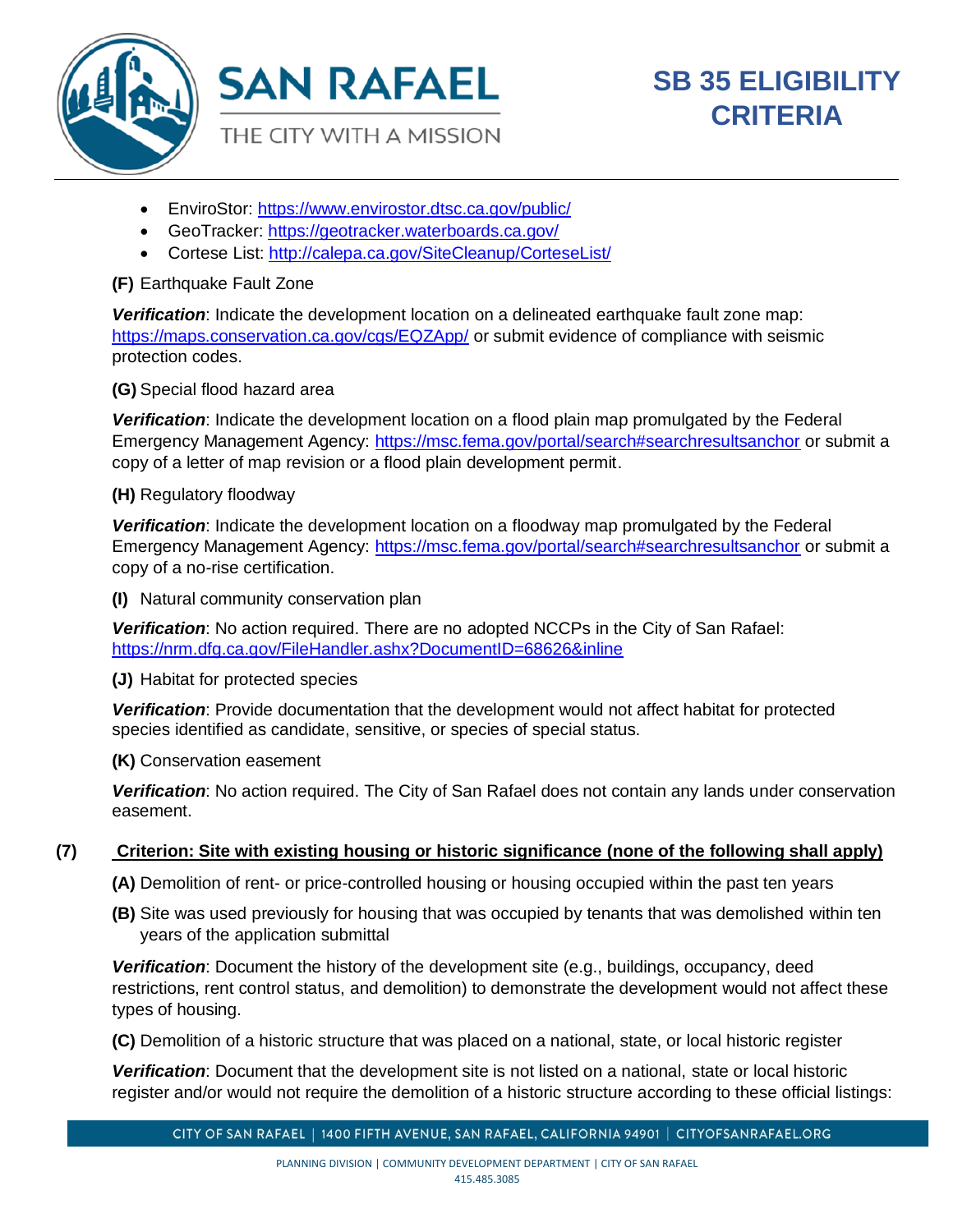- EnviroStor: https://www.envirostor.dtsc.ca.gov/public/
- GeoTracker: https://geotracker.waterboards.ca.gov/
- Cortese List: http://calepa.ca.gov/SiteCleanup/CorteseList/

**(F)** Earthquake Fault Zone

***Verification***: Indicate the development location on a delineated earthquake fault zone map: https://maps.conservation.ca.gov/cgs/EQZApp/ or submit evidence of compliance with seismic protection codes.

**(G)** Special flood hazard area

***Verification***: Indicate the development location on a flood plain map promulgated by the Federal Emergency Management Agency: https://msc.fema.gov/portal/search#searchresultsanchor or submit a copy of a letter of map revision or a flood plain development permit.

**(H)** Regulatory floodway

***Verification***: Indicate the development location on a floodway map promulgated by the Federal Emergency Management Agency: https://msc.fema.gov/portal/search#searchresultsanchor or submit a copy of a no-rise certification.

**(I)** Natural community conservation plan

***Verification***: No action required. There are no adopted NCCPs in the City of San Rafael: https://nrm.dfg.ca.gov/FileHandler.ashx?DocumentID=68626&inline

**(J)** Habitat for protected species

***Verification***: Provide documentation that the development would not affect habitat for protected species identified as candidate, sensitive, or species of special status.

**(K)** Conservation easement

***Verification***: No action required. The City of San Rafael does not contain any lands under conservation easement.

### (7) Criterion: Site with existing housing or historic significance (none of the following shall apply)

**(A)** Demolition of rent- or price-controlled housing or housing occupied within the past ten years

**(B)** Site was used previously for housing that was occupied by tenants that was demolished within ten years of the application submittal

***Verification***: Document the history of the development site (e.g., buildings, occupancy, deed restrictions, rent control status, and demolition) to demonstrate the development would not affect these types of housing.

**(C)** Demolition of a historic structure that was placed on a national, state, or local historic register

***Verification***: Document that the development site is not listed on a national, state or local historic register and/or would not require the demolition of a historic structure according to these official listings: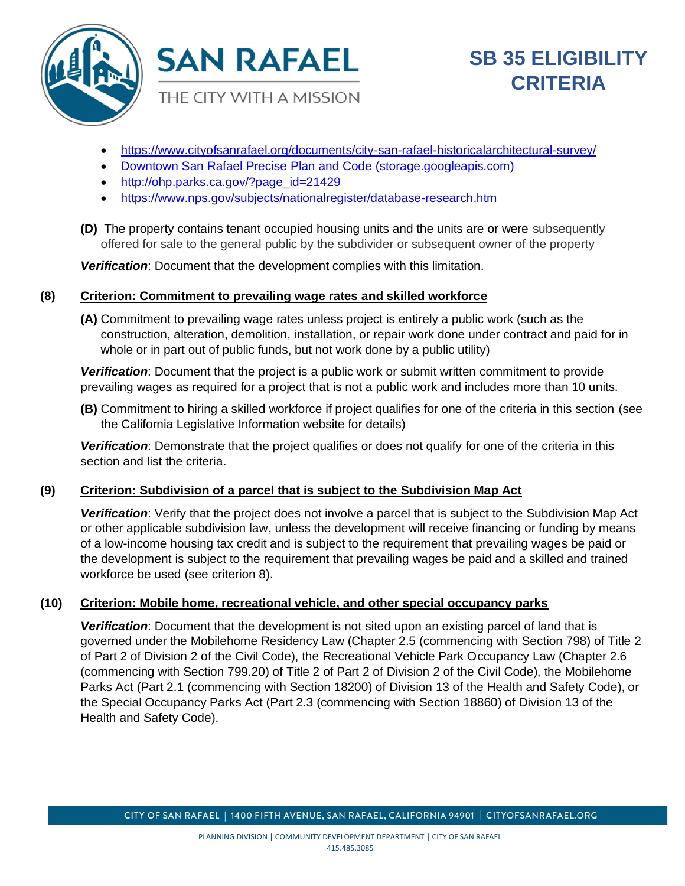- https://www.cityofsanrafael.org/documents/city-san-rafael-historicalarchitectural-survey/
- Downtown San Rafael Precise Plan and Code (storage.googleapis.com)
- http://ohp.parks.ca.gov/?page_id=21429
- https://www.nps.gov/subjects/nationalregister/database-research.htm

**(D)** The property contains tenant occupied housing units and the units are or were subsequently offered for sale to the general public by the subdivider or subsequent owner of the property

***Verification***: Document that the development complies with this limitation.

### (8) Criterion: Commitment to prevailing wage rates and skilled workforce

**(A)** Commitment to prevailing wage rates unless project is entirely a public work (such as the construction, alteration, demolition, installation, or repair work done under contract and paid for in whole or in part out of public funds, but not work done by a public utility)

***Verification***: Document that the project is a public work or submit written commitment to provide prevailing wages as required for a project that is not a public work and includes more than 10 units.

**(B)** Commitment to hiring a skilled workforce if project qualifies for one of the criteria in this section (see the California Legislative Information website for details)

***Verification***: Demonstrate that the project qualifies or does not qualify for one of the criteria in this section and list the criteria.

### (9) Criterion: Subdivision of a parcel that is subject to the Subdivision Map Act

***Verification***: Verify that the project does not involve a parcel that is subject to the Subdivision Map Act or other applicable subdivision law, unless the development will receive financing or funding by means of a low-income housing tax credit and is subject to the requirement that prevailing wages be paid or the development is subject to the requirement that prevailing wages be paid and a skilled and trained workforce be used (see criterion 8).

### (10) Criterion: Mobile home, recreational vehicle, and other special occupancy parks

***Verification***: Document that the development is not sited upon an existing parcel of land that is governed under the Mobilehome Residency Law (Chapter 2.5 (commencing with Section 798) of Title 2 of Part 2 of Division 2 of the Civil Code), the Recreational Vehicle Park Occupancy Law (Chapter 2.6 (commencing with Section 799.20) of Title 2 of Part 2 of Division 2 of the Civil Code), the Mobilehome Parks Act (Part 2.1 (commencing with Section 18200) of Division 13 of the Health and Safety Code), or the Special Occupancy Parks Act (Part 2.3 (commencing with Section 18860) of Division 13 of the Health and Safety Code).